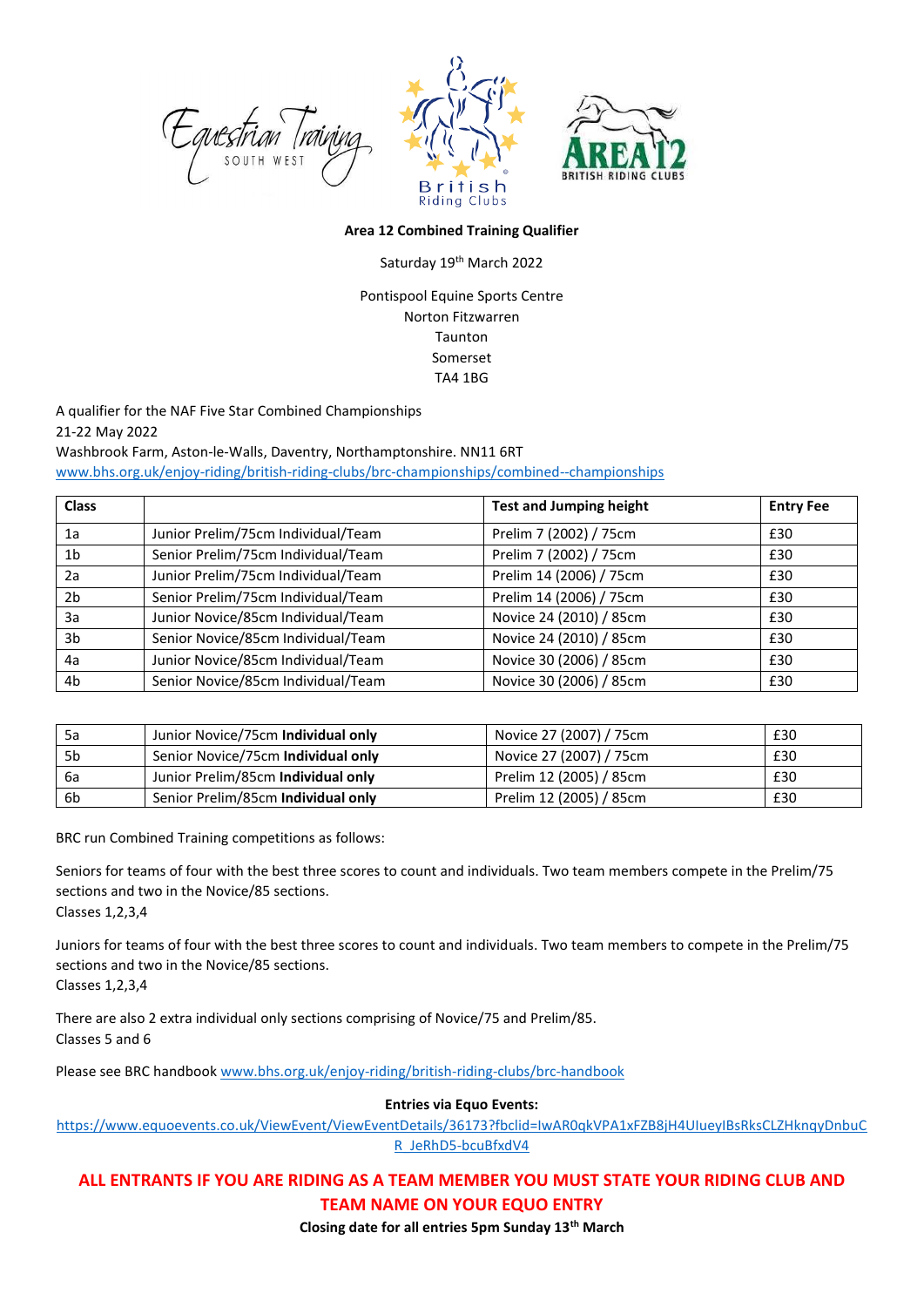**Area 12 Combined Training Qualifier**

Saturday 19th March 2022

Pontispool Equine Sports Centre
Norton Fitzwarren
Taunton
Somerset
TA4 1BG

A qualifier for the NAF Five Star Combined Championships
21-22 May 2022
Washbrook Farm, Aston-le-Walls, Daventry, Northamptonshire. NN11 6RT
www.bhs.org.uk/enjoy-riding/british-riding-clubs/brc-championships/combined--championships

| Class | | Test and Jumping height | Entry Fee |
|---|---|---|---|
| 1a | Junior Prelim/75cm Individual/Team | Prelim 7 (2002) / 75cm | £30 |
| 1b | Senior Prelim/75cm Individual/Team | Prelim 7 (2002) / 75cm | £30 |
| 2a | Junior Prelim/75cm Individual/Team | Prelim 14 (2006) / 75cm | £30 |
| 2b | Senior Prelim/75cm Individual/Team | Prelim 14 (2006) / 75cm | £30 |
| 3a | Junior Novice/85cm Individual/Team | Novice 24 (2010) / 85cm | £30 |
| 3b | Senior Novice/85cm Individual/Team | Novice 24 (2010) / 85cm | £30 |
| 4a | Junior Novice/85cm Individual/Team | Novice 30 (2006) / 85cm | £30 |
| 4b | Senior Novice/85cm Individual/Team | Novice 30 (2006) / 85cm | £30 |

| | | | |
|---|---|---|---|
| 5a | Junior Novice/75cm **Individual only** | Novice 27 (2007) / 75cm | £30 |
| 5b | Senior Novice/75cm **Individual only** | Novice 27 (2007) / 75cm | £30 |
| 6a | Junior Prelim/85cm **Individual only** | Prelim 12 (2005) / 85cm | £30 |
| 6b | Senior Prelim/85cm **Individual only** | Prelim 12 (2005) / 85cm | £30 |

BRC run Combined Training competitions as follows:

Seniors for teams of four with the best three scores to count and individuals. Two team members compete in the Prelim/75 sections and two in the Novice/85 sections.
Classes 1,2,3,4

Juniors for teams of four with the best three scores to count and individuals. Two team members to compete in the Prelim/75 sections and two in the Novice/85 sections.
Classes 1,2,3,4

There are also 2 extra individual only sections comprising of Novice/75 and Prelim/85.
Classes 5 and 6

Please see BRC handbook www.bhs.org.uk/enjoy-riding/british-riding-clubs/brc-handbook

**Entries via Equo Events:**

https://www.equoevents.co.uk/ViewEvent/ViewEventDetails/36173?fbclid=IwAR0qkVPA1xFZB8jH4UIueyIBsRksCLZHknqyDnbuCR_JeRhD5-bcuBfxdV4

**ALL ENTRANTS IF YOU ARE RIDING AS A TEAM MEMBER YOU MUST STATE YOUR RIDING CLUB AND TEAM NAME ON YOUR EQUO ENTRY**

**Closing date for all entries 5pm Sunday 13th March**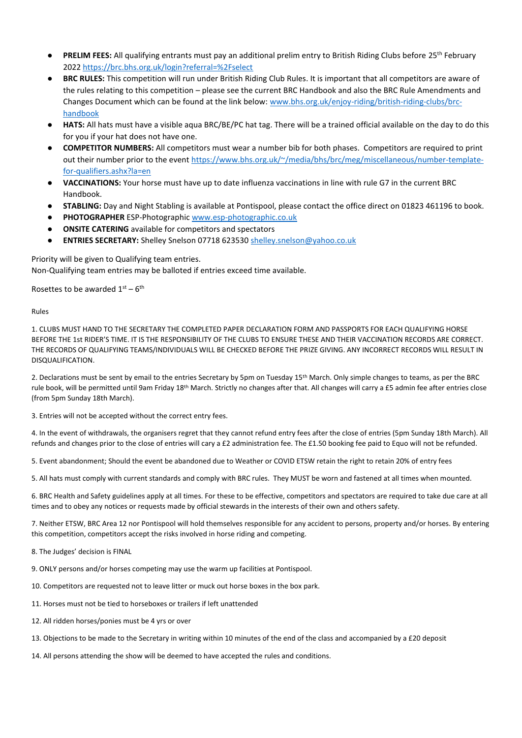- **PRELIM FEES:** All qualifying entrants must pay an additional prelim entry to British Riding Clubs before 25th February 2022 https://brc.bhs.org.uk/login?referral=%2Fselect
- **BRC RULES:** This competition will run under British Riding Club Rules. It is important that all competitors are aware of the rules relating to this competition – please see the current BRC Handbook and also the BRC Rule Amendments and Changes Document which can be found at the link below: www.bhs.org.uk/enjoy-riding/british-riding-clubs/brc-handbook
- **HATS:** All hats must have a visible aqua BRC/BE/PC hat tag. There will be a trained official available on the day to do this for you if your hat does not have one.
- **COMPETITOR NUMBERS:** All competitors must wear a number bib for both phases. Competitors are required to print out their number prior to the event https://www.bhs.org.uk/~/media/bhs/brc/meg/miscellaneous/number-template-for-qualifiers.ashx?la=en
- **VACCINATIONS:** Your horse must have up to date influenza vaccinations in line with rule G7 in the current BRC Handbook.
- **STABLING:** Day and Night Stabling is available at Pontispool, please contact the office direct on 01823 461196 to book.
- **PHOTOGRAPHER** ESP-Photographic www.esp-photographic.co.uk
- **ONSITE CATERING** available for competitors and spectators
- **ENTRIES SECRETARY:** Shelley Snelson 07718 623530 shelley.snelson@yahoo.co.uk

Priority will be given to Qualifying team entries.
Non-Qualifying team entries may be balloted if entries exceed time available.

Rosettes to be awarded 1st – 6th

Rules

1. CLUBS MUST HAND TO THE SECRETARY THE COMPLETED PAPER DECLARATION FORM AND PASSPORTS FOR EACH QUALIFYING HORSE BEFORE THE 1st RIDER'S TIME. IT IS THE RESPONSIBILITY OF THE CLUBS TO ENSURE THESE AND THEIR VACCINATION RECORDS ARE CORRECT. THE RECORDS OF QUALIFYING TEAMS/INDIVIDUALS WILL BE CHECKED BEFORE THE PRIZE GIVING. ANY INCORRECT RECORDS WILL RESULT IN DISQUALIFICATION.

2. Declarations must be sent by email to the entries Secretary by 5pm on Tuesday 15th March. Only simple changes to teams, as per the BRC rule book, will be permitted until 9am Friday 18th March. Strictly no changes after that. All changes will carry a £5 admin fee after entries close (from 5pm Sunday 18th March).

3. Entries will not be accepted without the correct entry fees.

4. In the event of withdrawals, the organisers regret that they cannot refund entry fees after the close of entries (5pm Sunday 18th March). All refunds and changes prior to the close of entries will cary a £2 administration fee. The £1.50 booking fee paid to Equo will not be refunded.

5. Event abandonment; Should the event be abandoned due to Weather or COVID ETSW retain the right to retain 20% of entry fees

5. All hats must comply with current standards and comply with BRC rules. They MUST be worn and fastened at all times when mounted.

6. BRC Health and Safety guidelines apply at all times. For these to be effective, competitors and spectators are required to take due care at all times and to obey any notices or requests made by official stewards in the interests of their own and others safety.

7. Neither ETSW, BRC Area 12 nor Pontispool will hold themselves responsible for any accident to persons, property and/or horses. By entering this competition, competitors accept the risks involved in horse riding and competing.

8. The Judges' decision is FINAL

9. ONLY persons and/or horses competing may use the warm up facilities at Pontispool.

10. Competitors are requested not to leave litter or muck out horse boxes in the box park.

11. Horses must not be tied to horseboxes or trailers if left unattended

12. All ridden horses/ponies must be 4 yrs or over

13. Objections to be made to the Secretary in writing within 10 minutes of the end of the class and accompanied by a £20 deposit

14. All persons attending the show will be deemed to have accepted the rules and conditions.